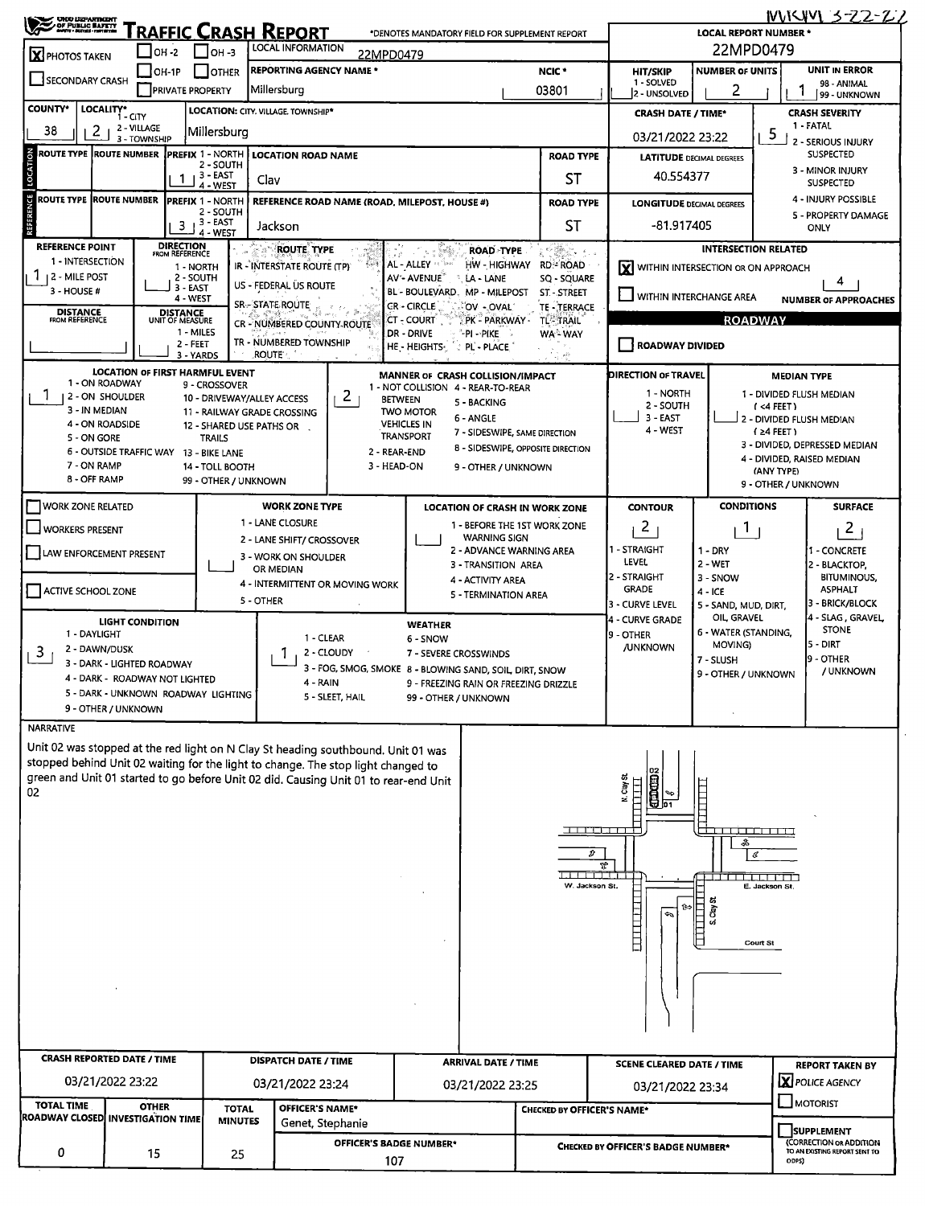MKKM 3-22-22

# TRAFFIC CRASH REPORT

*DENOTES MANDATORY FIELD FOR SUPPLEMENT REPORT

| Field | Value |
|---|---|
| LOCAL REPORT NUMBER * | 22MPD0479 |
| PHOTOS TAKEN | [X] |
| OH-2 / OH-3 / OH-1P / OTHER / SECONDARY CRASH / PRIVATE PROPERTY | [ ] |
| LOCAL INFORMATION | 22MPD0479 |
| REPORTING AGENCY NAME * | Millersburg |
| NCIC * | 03801 |
| HIT/SKIP (1 - SOLVED, 2 - UNSOLVED) | |
| NUMBER OF UNITS | 2 |
| UNIT IN ERROR (98 - ANIMAL, 99 - UNKNOWN) | 1 |
| COUNTY* | 38 |
| LOCALITY* (1 - CITY, 2 - VILLAGE, 3 - TOWNSHIP) | 2 |
| LOCATION: CITY, VILLAGE, TOWNSHIP* | Millersburg |
| CRASH DATE / TIME* | 03/21/2022 23:22 |
| CRASH SEVERITY (1 - FATAL, 2 - SERIOUS INJURY SUSPECTED, 3 - MINOR INJURY SUSPECTED, 4 - INJURY POSSIBLE, 5 - PROPERTY DAMAGE ONLY) | 5 |

## LOCATION

| ROUTE TYPE | ROUTE NUMBER | PREFIX (1 - NORTH, 2 - SOUTH, 3 - EAST, 4 - WEST) | LOCATION ROAD NAME | ROAD TYPE |
|---|---|---|---|---|
| | | 1 | Clay | ST |

LATITUDE DECIMAL DEGREES: 40.554377

## REFERENCE

| ROUTE TYPE | ROUTE NUMBER | PREFIX (1 - NORTH, 2 - SOUTH, 3 - EAST, 4 - WEST) | REFERENCE ROAD NAME (ROAD, MILEPOST, HOUSE #) | ROAD TYPE |
|---|---|---|---|---|
| | | 3 | Jackson | ST |

LONGITUDE DECIMAL DEGREES: -81.917405

REFERENCE POINT (1 - INTERSECTION, 2 - MILE POST, 3 - HOUSE #): 1

DIRECTION FROM REFERENCE (1 - NORTH, 2 - SOUTH, 3 - EAST, 4 - WEST):

DISTANCE FROM REFERENCE:

DISTANCE UNIT OF MEASURE (1 - MILES, 2 - FEET, 3 - YARDS):

ROUTE TYPE: IR - INTERSTATE ROUTE (TP), US - FEDERAL US ROUTE, SR - STATE ROUTE, CR - NUMBERED COUNTY ROUTE, TR - NUMBERED TOWNSHIP ROUTE

ROAD TYPE: AL - ALLEY, AV - AVENUE, BL - BOULEVARD, CR - CIRCLE, CT - COURT, DR - DRIVE, HE - HEIGHTS, HW - HIGHWAY, LA - LANE, MP - MILEPOST, OV - OVAL, PK - PARKWAY, PI - PIKE, PL - PLACE, RD - ROAD, SQ - SQUARE, ST - STREET, TE - TERRACE, TL - TRAIL, WA - WAY

## INTERSECTION RELATED

[X] WITHIN INTERSECTION OR ON APPROACH

[ ] WITHIN INTERCHANGE AREA

NUMBER OF APPROACHES: 4

## ROADWAY

[ ] ROADWAY DIVIDED

LOCATION OF FIRST HARMFUL EVENT: 1

1 - ON ROADWAY, 2 - ON SHOULDER, 3 - IN MEDIAN, 4 - ON ROADSIDE, 5 - ON GORE, 6 - OUTSIDE TRAFFIC WAY, 7 - ON RAMP, 8 - OFF RAMP, 9 - CROSSOVER, 10 - DRIVEWAY/ALLEY ACCESS, 11 - RAILWAY GRADE CROSSING, 12 - SHARED USE PATHS OR TRAILS, 13 - BIKE LANE, 14 - TOLL BOOTH, 99 - OTHER / UNKNOWN

MANNER OF CRASH COLLISION/IMPACT: 2

1 - NOT COLLISION BETWEEN TWO MOTOR VEHICLES IN TRANSPORT, 2 - REAR-END, 3 - HEAD-ON, 4 - REAR-TO-REAR, 5 - BACKING, 6 - ANGLE, 7 - SIDESWIPE, SAME DIRECTION, 8 - SIDESWIPE, OPPOSITE DIRECTION, 9 - OTHER / UNKNOWN

DIRECTION OF TRAVEL (1 - NORTH, 2 - SOUTH, 3 - EAST, 4 - WEST):

MEDIAN TYPE: 1 - DIVIDED FLUSH MEDIAN (<4 FEET), 2 - DIVIDED FLUSH MEDIAN (≥4 FEET), 3 - DIVIDED, DEPRESSED MEDIAN, 4 - DIVIDED, RAISED MEDIAN (ANY TYPE), 9 - OTHER / UNKNOWN

[ ] WORK ZONE RELATED

[ ] WORKERS PRESENT

[ ] LAW ENFORCEMENT PRESENT

[ ] ACTIVE SCHOOL ZONE

WORK ZONE TYPE: 1 - LANE CLOSURE, 2 - LANE SHIFT/ CROSSOVER, 3 - WORK ON SHOULDER OR MEDIAN, 4 - INTERMITTENT OR MOVING WORK, 5 - OTHER

LOCATION OF CRASH IN WORK ZONE: 1 - BEFORE THE 1ST WORK ZONE WARNING SIGN, 2 - ADVANCE WARNING AREA, 3 - TRANSITION AREA, 4 - ACTIVITY AREA, 5 - TERMINATION AREA

CONTOUR: 2 (1 - STRAIGHT LEVEL, 2 - STRAIGHT GRADE, 3 - CURVE LEVEL, 4 - CURVE GRADE, 9 - OTHER /UNKNOWN)

CONDITIONS: 1 (1 - DRY, 2 - WET, 3 - SNOW, 4 - ICE, 5 - SAND, MUD, DIRT, OIL, GRAVEL, 6 - WATER (STANDING, MOVING), 7 - SLUSH, 9 - OTHER / UNKNOWN)

SURFACE: 2 (1 - CONCRETE, 2 - BLACKTOP, BITUMINOUS, ASPHALT, 3 - BRICK/BLOCK, 4 - SLAG, GRAVEL, STONE, 5 - DIRT, 9 - OTHER / UNKNOWN)

LIGHT CONDITION: 3 (1 - DAYLIGHT, 2 - DAWN/DUSK, 3 - DARK - LIGHTED ROADWAY, 4 - DARK - ROADWAY NOT LIGHTED, 5 - DARK - UNKNOWN ROADWAY LIGHTING, 9 - OTHER / UNKNOWN)

WEATHER: 1 (1 - CLEAR, 2 - CLOUDY, 3 - FOG, SMOG, SMOKE, 4 - RAIN, 5 - SLEET, HAIL, 6 - SNOW, 7 - SEVERE CROSSWINDS, 8 - BLOWING SAND, SOIL, DIRT, SNOW, 9 - FREEZING RAIN OR FREEZING DRIZZLE, 99 - OTHER / UNKNOWN)

## NARRATIVE

Unit 02 was stopped at the red light on N Clay St heading southbound. Unit 01 was stopped behind Unit 02 waiting for the light to change. The stop light changed to green and Unit 01 started to go before Unit 02 did. Causing Unit 01 to rear-end Unit 02

(Diagram labels: N. Clay St, 02, 01, W. Jackson St., E. Jackson St., S. Clay St, Court St)

| CRASH REPORTED DATE / TIME | DISPATCH DATE / TIME | ARRIVAL DATE / TIME | SCENE CLEARED DATE / TIME | REPORT TAKEN BY |
|---|---|---|---|---|
| 03/21/2022 23:22 | 03/21/2022 23:24 | 03/21/2022 23:25 | 03/21/2022 23:34 | [X] POLICE AGENCY [ ] MOTORIST |

| TOTAL TIME ROADWAY CLOSED | OTHER INVESTIGATION TIME | TOTAL MINUTES | OFFICER'S NAME* | CHECKED BY OFFICER'S NAME* |
|---|---|---|---|---|
| 0 | 15 | 25 | Genet, Stephanie | |

OFFICER'S BADGE NUMBER*: 107

CHECKED BY OFFICER'S BADGE NUMBER*:

[ ] SUPPLEMENT (CORRECTION OR ADDITION TO AN EXISTING REPORT SENT TO ODPS)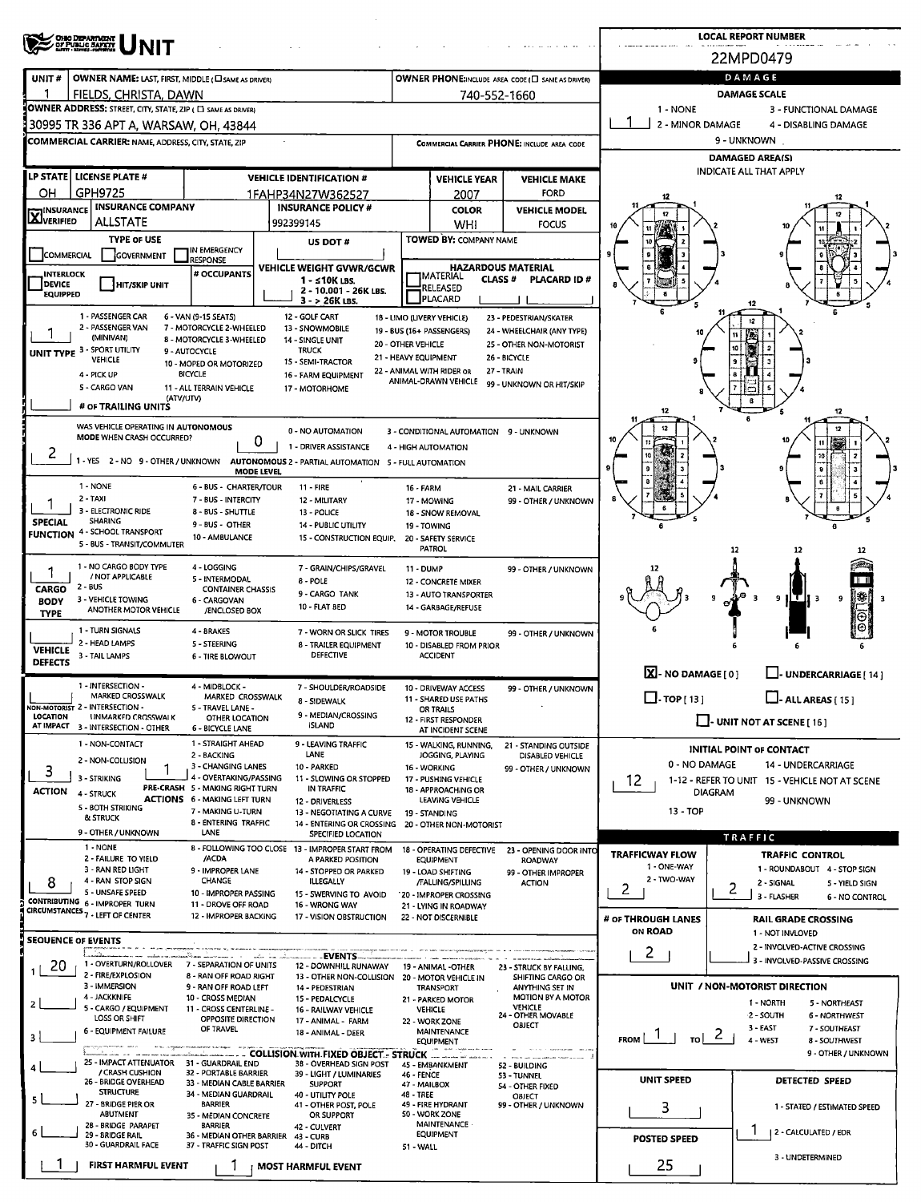# OHIO DEPARTMENT OF PUBLIC SAFETY — UNIT

**LOCAL REPORT NUMBER:** 22MPD0479

| UNIT # | OWNER NAME: LAST, FIRST, MIDDLE (☐ SAME AS DRIVER) | OWNER PHONE: INCLUDE AREA CODE (☐ SAME AS DRIVER) |
|---|---|---|
| 1 | FIELDS, CHRISTA, DAWN | 740-552-1660 |

**OWNER ADDRESS:** STREET, CITY, STATE, ZIP (☐ SAME AS DRIVER)
30995 TR 336 APT A, WARSAW, OH, 43844

**COMMERCIAL CARRIER:** NAME, ADDRESS, CITY, STATE, ZIP

**COMMERCIAL CARRIER PHONE:** INCLUDE AREA CODE

| LP STATE | LICENSE PLATE # | VEHICLE IDENTIFICATION # | VEHICLE YEAR | VEHICLE MAKE |
|---|---|---|---|---|
| OH | GPH9725 | 1FAHP34N27W362527 | 2007 | FORD |

| INSURANCE VERIFIED | INSURANCE COMPANY | INSURANCE POLICY # | COLOR | VEHICLE MODEL |
|---|---|---|---|---|
| X | ALLSTATE | 992399145 | WHI | FOCUS |

**TYPE OF USE:** ☐ COMMERCIAL ☐ GOVERNMENT ☐ IN EMERGENCY RESPONSE

**US DOT #:**

**TOWED BY:** COMPANY NAME

☐ INTERLOCK DEVICE EQUIPPED ☐ HIT/SKIP UNIT

**# OCCUPANTS:**

**VEHICLE WEIGHT GVWR/GCWR:** 1 - ≤10K LBS. 2 - 10,001 - 26K LBS. 3 - > 26K LBS.

**HAZARDOUS MATERIAL:** ☐ MATERIAL RELEASED ☐ PLACARD — CLASS # — PLACARD ID #

**UNIT TYPE:** 1
1 - PASSENGER CAR, 2 - PASSENGER VAN (MINIVAN), 3 - SPORT UTILITY VEHICLE, 4 - PICK UP, 5 - CARGO VAN, 6 - VAN (9-15 SEATS), 7 - MOTORCYCLE 2-WHEELED, 8 - MOTORCYCLE 3-WHEELED, 9 - AUTOCYCLE, 10 - MOPED OR MOTORIZED BICYCLE, 11 - ALL TERRAIN VEHICLE (ATV/UTV), 12 - GOLF CART, 13 - SNOWMOBILE, 14 - SINGLE UNIT TRUCK, 15 - SEMI-TRACTOR, 16 - FARM EQUIPMENT, 17 - MOTORHOME, 18 - LIMO (LIVERY VEHICLE), 19 - BUS (16+ PASSENGERS), 20 - OTHER VEHICLE, 21 - HEAVY EQUIPMENT, 22 - ANIMAL WITH RIDER OR ANIMAL-DRAWN VEHICLE, 23 - PEDESTRIAN/SKATER, 24 - WHEELCHAIR (ANY TYPE), 25 - OTHER NON-MOTORIST, 26 - BICYCLE, 27 - TRAIN, 99 - UNKNOWN OR HIT/SKIP

**# OF TRAILING UNITS:**

**WAS VEHICLE OPERATING IN AUTONOMOUS MODE WHEN CRASH OCCURRED?** 2
1 - YES 2 - NO 9 - OTHER / UNKNOWN

**AUTONOMOUS MODE LEVEL:** 0
0 - NO AUTOMATION, 1 - DRIVER ASSISTANCE, 2 - PARTIAL AUTOMATION, 3 - CONDITIONAL AUTOMATION, 4 - HIGH AUTOMATION, 5 - FULL AUTOMATION, 9 - UNKNOWN

**SPECIAL FUNCTION:** 1
1 - NONE, 2 - TAXI, 3 - ELECTRONIC RIDE SHARING, 4 - SCHOOL TRANSPORT, 5 - BUS - TRANSIT/COMMUTER, 6 - BUS - CHARTER/TOUR, 7 - BUS - INTERCITY, 8 - BUS - SHUTTLE, 9 - BUS - OTHER, 10 - AMBULANCE, 11 - FIRE, 12 - MILITARY, 13 - POLICE, 14 - PUBLIC UTILITY, 15 - CONSTRUCTION EQUIP., 16 - FARM, 17 - MOWING, 18 - SNOW REMOVAL, 19 - TOWING, 20 - SAFETY SERVICE PATROL, 21 - MAIL CARRIER, 99 - OTHER / UNKNOWN

**CARGO BODY TYPE:** 1
1 - NO CARGO BODY TYPE / NOT APPLICABLE, 2 - BUS, 3 - VEHICLE TOWING ANOTHER MOTOR VEHICLE, 4 - LOGGING, 5 - INTERMODAL CONTAINER CHASSIS, 6 - CARGOVAN /ENCLOSED BOX, 7 - GRAIN/CHIPS/GRAVEL, 8 - POLE, 9 - CARGO TANK, 10 - FLAT BED, 11 - DUMP, 12 - CONCRETE MIXER, 13 - AUTO TRANSPORTER, 14 - GARBAGE/REFUSE, 99 - OTHER / UNKNOWN

**VEHICLE DEFECTS:**
1 - TURN SIGNALS, 2 - HEAD LAMPS, 3 - TAIL LAMPS, 4 - BRAKES, 5 - STEERING, 6 - TIRE BLOWOUT, 7 - WORN OR SLICK TIRES, 8 - TRAILER EQUIPMENT DEFECTIVE, 9 - MOTOR TROUBLE, 10 - DISABLED FROM PRIOR ACCIDENT, 99 - OTHER / UNKNOWN

**NON-MOTORIST LOCATION AT IMPACT:**
1 - INTERSECTION - MARKED CROSSWALK, 2 - INTERSECTION - UNMARKED CROSSWALK, 3 - INTERSECTION - OTHER, 4 - MIDBLOCK - MARKED CROSSWALK, 5 - TRAVEL LANE - OTHER LOCATION, 6 - BICYCLE LANE, 7 - SHOULDER/ROADSIDE, 8 - SIDEWALK, 9 - MEDIAN/CROSSING ISLAND, 10 - DRIVEWAY ACCESS, 11 - SHARED USE PATHS OR TRAILS, 12 - FIRST RESPONDER AT INCIDENT SCENE, 99 - OTHER / UNKNOWN

**ACTION:** 3
1 - NON-CONTACT, 2 - NON-COLLISION, 3 - STRIKING, 4 - STRUCK, 5 - BOTH STRIKING & STRUCK, 9 - OTHER / UNKNOWN

**PRE-CRASH ACTIONS:** 1
1 - STRAIGHT AHEAD, 2 - BACKING, 3 - CHANGING LANES, 4 - OVERTAKING/PASSING, 5 - MAKING RIGHT TURN, 6 - MAKING LEFT TURN, 7 - MAKING U-TURN, 8 - ENTERING TRAFFIC LANE, 9 - LEAVING TRAFFIC LANE, 10 - PARKED, 11 - SLOWING OR STOPPED IN TRAFFIC, 12 - DRIVERLESS, 13 - NEGOTIATING A CURVE, 14 - ENTERING OR CROSSING SPECIFIED LOCATION, 15 - WALKING, RUNNING, JOGGING, PLAYING, 16 - WORKING, 17 - PUSHING VEHICLE, 18 - APPROACHING OR LEAVING VEHICLE, 19 - STANDING, 20 - OTHER NON-MOTORIST, 21 - STANDING OUTSIDE DISABLED VEHICLE, 99 - OTHER / UNKNOWN

**CONTRIBUTING CIRCUMSTANCES:** 8
1 - NONE, 2 - FAILURE TO YIELD, 3 - RAN RED LIGHT, 4 - RAN STOP SIGN, 5 - UNSAFE SPEED, 6 - IMPROPER TURN, 7 - LEFT OF CENTER, 8 - FOLLOWING TOO CLOSE /ACDA, 9 - IMPROPER LANE CHANGE, 10 - IMPROPER PASSING, 11 - DROVE OFF ROAD, 12 - IMPROPER BACKING, 13 - IMPROPER START FROM A PARKED POSITION, 14 - STOPPED OR PARKED ILLEGALLY, 15 - SWERVING TO AVOID, 16 - WRONG WAY, 17 - VISION OBSTRUCTION, 18 - OPERATING DEFECTIVE EQUIPMENT, 19 - LOAD SHIFTING /FALLING/SPILLING, 20 - IMPROPER CROSSING, 21 - LYING IN ROADWAY, 22 - NOT DISCERNIBLE, 23 - OPENING DOOR INTO ROADWAY, 99 - OTHER IMPROPER ACTION

**SEQUENCE OF EVENTS:**
1: 20
2:
3:
4:
5:
6:

**EVENTS:** 1 - OVERTURN/ROLLOVER, 2 - FIRE/EXPLOSION, 3 - IMMERSION, 4 - JACKKNIFE, 5 - CARGO / EQUIPMENT LOSS OR SHIFT, 6 - EQUIPMENT FAILURE, 7 - SEPARATION OF UNITS, 8 - RAN OFF ROAD RIGHT, 9 - RAN OFF ROAD LEFT, 10 - CROSS MEDIAN, 11 - CROSS CENTERLINE - OPPOSITE DIRECTION OF TRAVEL, 12 - DOWNHILL RUNAWAY, 13 - OTHER NON-COLLISION, 14 - PEDESTRIAN, 15 - PEDALCYCLE, 16 - RAILWAY VEHICLE, 17 - ANIMAL - FARM, 18 - ANIMAL - DEER, 19 - ANIMAL -OTHER, 20 - MOTOR VEHICLE IN TRANSPORT, 21 - PARKED MOTOR VEHICLE, 22 - WORK ZONE MAINTENANCE EQUIPMENT, 23 - STRUCK BY FALLING, SHIFTING CARGO OR ANYTHING SET IN MOTION BY A MOTOR VEHICLE, 24 - OTHER MOVABLE OBJECT

**COLLISION WITH FIXED OBJECT - STRUCK:** 25 - IMPACT ATTENUATOR / CRASH CUSHION, 26 - BRIDGE OVERHEAD STRUCTURE, 27 - BRIDGE PIER OR ABUTMENT, 28 - BRIDGE PARAPET, 29 - BRIDGE RAIL, 30 - GUARDRAIL FACE, 31 - GUARDRAIL END, 32 - PORTABLE BARRIER, 33 - MEDIAN CABLE BARRIER, 34 - MEDIAN GUARDRAIL BARRIER, 35 - MEDIAN CONCRETE BARRIER, 36 - MEDIAN OTHER BARRIER, 37 - TRAFFIC SIGN POST, 38 - OVERHEAD SIGN POST, 39 - LIGHT / LUMINARIES SUPPORT, 40 - UTILITY POLE, 41 - OTHER POST, POLE OR SUPPORT, 42 - CULVERT, 43 - CURB, 44 - DITCH, 45 - EMBANKMENT, 46 - FENCE, 47 - MAILBOX, 48 - TREE, 49 - FIRE HYDRANT, 50 - WORK ZONE MAINTENANCE EQUIPMENT, 51 - WALL, 52 - BUILDING, 53 - TUNNEL, 54 - OTHER FIXED OBJECT, 99 - OTHER / UNKNOWN

**FIRST HARMFUL EVENT:** 1 **MOST HARMFUL EVENT:** 1

## DAMAGE

**DAMAGE SCALE:** 1
1 - NONE, 2 - MINOR DAMAGE, 3 - FUNCTIONAL DAMAGE, 4 - DISABLING DAMAGE, 9 - UNKNOWN

**DAMAGED AREA(S)** — INDICATE ALL THAT APPLY

☒ - NO DAMAGE [ 0 ] ☐ - UNDERCARRIAGE [ 14 ]
☐ - TOP [ 13 ] ☐ - ALL AREAS [ 15 ]
☐ - UNIT NOT AT SCENE [ 16 ]

**INITIAL POINT OF CONTACT:** 12
0 - NO DAMAGE, 1-12 - REFER TO UNIT DIAGRAM, 13 - TOP, 14 - UNDERCARRIAGE, 15 - VEHICLE NOT AT SCENE, 99 - UNKNOWN

## TRAFFIC

**TRAFFICWAY FLOW:** 2
1 - ONE-WAY, 2 - TWO-WAY

**TRAFFIC CONTROL:** 2
1 - ROUNDABOUT, 2 - SIGNAL, 3 - FLASHER, 4 - STOP SIGN, 5 - YIELD SIGN, 6 - NO CONTROL

**# OF THROUGH LANES ON ROAD:** 2

**RAIL GRADE CROSSING:**
1 - NOT INVOLVED, 2 - INVOLVED-ACTIVE CROSSING, 3 - INVOLVED-PASSIVE CROSSING

**UNIT / NON-MOTORIST DIRECTION:** FROM 1 TO 2
1 - NORTH, 2 - SOUTH, 3 - EAST, 4 - WEST, 5 - NORTHEAST, 6 - NORTHWEST, 7 - SOUTHEAST, 8 - SOUTHWEST, 9 - OTHER / UNKNOWN

**UNIT SPEED:** 3

**DETECTED SPEED:** 1
1 - STATED / ESTIMATED SPEED, 2 - CALCULATED / EDR, 3 - UNDETERMINED

**POSTED SPEED:** 25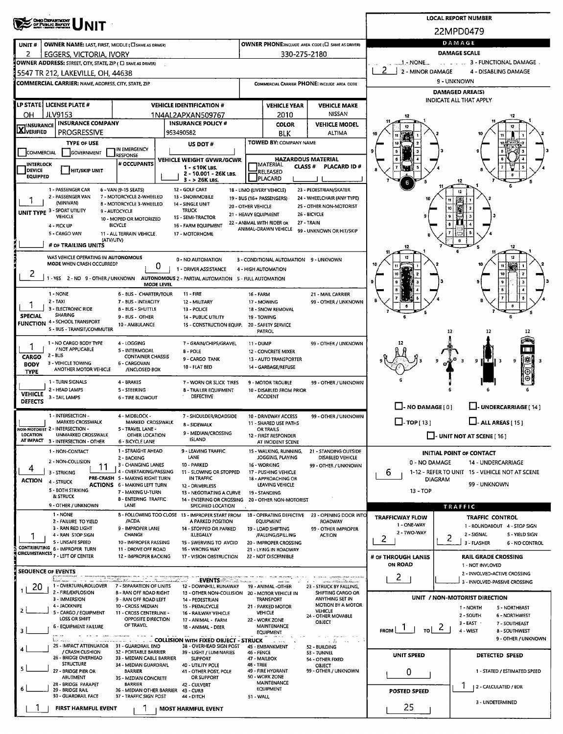# UNIT

**LOCAL REPORT NUMBER:** 22MPD0479

| UNIT # | OWNER NAME: LAST, FIRST, MIDDLE (☐ SAME AS DRIVER) | OWNER PHONE: INCLUDE AREA CODE (☐ SAME AS DRIVER) |
|---|---|---|
| 2 | EGGERS, VICTORIA, IVORY | 330-275-2180 |

**OWNER ADDRESS:** STREET, CITY, STATE, ZIP (☐ SAME AS DRIVER)
5547 TR 212, LAKEVILLE, OH, 44638

**COMMERCIAL CARRIER:** NAME, ADDRESS, CITY, STATE, ZIP

**COMMERCIAL CARRIER PHONE:** INCLUDE AREA CODE

| LP STATE | LICENSE PLATE # | VEHICLE IDENTIFICATION # | VEHICLE YEAR | VEHICLE MAKE |
|---|---|---|---|---|
| OH | JLV9153 | 1N4AL2APXAN509767 | 2010 | NISSAN |

| INSURANCE VERIFIED | INSURANCE COMPANY | INSURANCE POLICY # | COLOR | VEHICLE MODEL |
|---|---|---|---|---|
| ☒ | PROGRESSIVE | 953490582 | BLK | ALTIMA |

**TYPE OF USE:** ☐ COMMERCIAL ☐ GOVERNMENT ☐ IN EMERGENCY RESPONSE

**US DOT #:**

**TOWED BY:** COMPANY NAME

☐ INTERLOCK DEVICE EQUIPPED ☐ HIT/SKIP UNIT

**# OCCUPANTS:**

**VEHICLE WEIGHT GVWR/GCWR:** 1 - ≤10K LBS. 2 - 10.001 - 26K LBS. 3 - > 26K LBS.

**HAZARDOUS MATERIAL:** ☐ MATERIAL RELEASED ☐ PLACARD — CLASS # — PLACARD ID #

**UNIT TYPE:** 1
1 - PASSENGER CAR, 2 - PASSENGER VAN (MINIVAN), 3 - SPORT UTILITY VEHICLE, 4 - PICK UP, 5 - CARGO VAN, 6 - VAN (9-15 SEATS), 7 - MOTORCYCLE 2-WHEELED, 8 - MOTORCYCLE 3-WHEELED, 9 - AUTOCYCLE, 10 - MOPED OR MOTORIZED BICYCLE, 11 - ALL TERRAIN VEHICLE (ATV/UTV), 12 - GOLF CART, 13 - SNOWMOBILE, 14 - SINGLE UNIT TRUCK, 15 - SEMI-TRACTOR, 16 - FARM EQUIPMENT, 17 - MOTORHOME, 18 - LIMO (LIVERY VEHICLE), 19 - BUS (16+ PASSENGERS), 20 - OTHER VEHICLE, 21 - HEAVY EQUIPMENT, 22 - ANIMAL WITH RIDER OR ANIMAL-DRAWN VEHICLE, 23 - PEDESTRIAN/SKATER, 24 - WHEELCHAIR (ANY TYPE), 25 - OTHER NON-MOTORIST, 26 - BICYCLE, 27 - TRAIN, 99 - UNKNOWN OR HIT/SKIP

**# OF TRAILING UNITS:**

**WAS VEHICLE OPERATING IN AUTONOMOUS MODE WHEN CRASH OCCURRED?** 2
1 - YES 2 - NO 9 - OTHER / UNKNOWN

**AUTONOMOUS MODE LEVEL:** 0
0 - NO AUTOMATION, 1 - DRIVER ASSISTANCE, 2 - PARTIAL AUTOMATION, 3 - CONDITIONAL AUTOMATION, 4 - HIGH AUTOMATION, 5 - FULL AUTOMATION, 9 - UNKNOWN

**SPECIAL FUNCTION:** 1
1 - NONE, 2 - TAXI, 3 - ELECTRONIC RIDE SHARING, 4 - SCHOOL TRANSPORT, 5 - BUS - TRANSIT/COMMUTER, 6 - BUS - CHARTER/TOUR, 7 - BUS - INTERCITY, 8 - BUS - SHUTTLE, 9 - BUS - OTHER, 10 - AMBULANCE, 11 - FIRE, 12 - MILITARY, 13 - POLICE, 14 - PUBLIC UTILITY, 15 - CONSTRUCTION EQUIP., 16 - FARM, 17 - MOWING, 18 - SNOW REMOVAL, 19 - TOWING, 20 - SAFETY SERVICE PATROL, 21 - MAIL CARRIER, 99 - OTHER / UNKNOWN

**CARGO BODY TYPE:** 1
1 - NO CARGO BODY TYPE / NOT APPLICABLE, 2 - BUS, 3 - VEHICLE TOWING ANOTHER MOTOR VEHICLE, 4 - LOGGING, 5 - INTERMODAL CONTAINER CHASSIS, 6 - CARGOVAN /ENCLOSED BOX, 7 - GRAIN/CHIPS/GRAVEL, 8 - POLE, 9 - CARGO TANK, 10 - FLAT BED, 11 - DUMP, 12 - CONCRETE MIXER, 13 - AUTO TRANSPORTER, 14 - GARBAGE/REFUSE, 99 - OTHER / UNKNOWN

**VEHICLE DEFECTS:**
1 - TURN SIGNALS, 2 - HEAD LAMPS, 3 - TAIL LAMPS, 4 - BRAKES, 5 - STEERING, 6 - TIRE BLOWOUT, 7 - WORN OR SLICK TIRES, 8 - TRAILER EQUIPMENT DEFECTIVE, 9 - MOTOR TROUBLE, 10 - DISABLED FROM PRIOR ACCIDENT, 99 - OTHER / UNKNOWN

**NON-MOTORIST LOCATION AT IMPACT:**
1 - INTERSECTION - MARKED CROSSWALK, 2 - INTERSECTION - UNMARKED CROSSWALK, 3 - INTERSECTION - OTHER, 4 - MIDBLOCK - MARKED CROSSWALK, 5 - TRAVEL LANE - OTHER LOCATION, 6 - BICYCLE LANE, 7 - SHOULDER/ROADSIDE, 8 - SIDEWALK, 9 - MEDIAN/CROSSING ISLAND, 10 - DRIVEWAY ACCESS, 11 - SHARED USE PATHS OR TRAILS, 12 - FIRST RESPONDER AT INCIDENT SCENE, 99 - OTHER / UNKNOWN

**ACTION:** 4 — **PRE-CRASH ACTIONS:** 11
1 - NON-CONTACT, 2 - NON-COLLISION, 3 - STRIKING, 4 - STRUCK, 5 - BOTH STRIKING & STRUCK, 9 - OTHER / UNKNOWN
1 - STRAIGHT AHEAD, 2 - BACKING, 3 - CHANGING LANES, 4 - OVERTAKING/PASSING, 5 - MAKING RIGHT TURN, 6 - MAKING LEFT TURN, 7 - MAKING U-TURN, 8 - ENTERING TRAFFIC LANE, 9 - LEAVING TRAFFIC LANE, 10 - PARKED, 11 - SLOWING OR STOPPED IN TRAFFIC, 12 - DRIVERLESS, 13 - NEGOTIATING A CURVE, 14 - ENTERING OR CROSSING SPECIFIED LOCATION, 15 - WALKING, RUNNING, JOGGING, PLAYING, 16 - WORKING, 17 - PUSHING VEHICLE, 18 - APPROACHING OR LEAVING VEHICLE, 19 - STANDING, 20 - OTHER NON-MOTORIST, 21 - STANDING OUTSIDE DISABLED VEHICLE, 99 - OTHER / UNKNOWN

**CONTRIBUTING CIRCUMSTANCES:** 1
1 - NONE, 2 - FAILURE TO YIELD, 3 - RAN RED LIGHT, 4 - RAN STOP SIGN, 5 - UNSAFE SPEED, 6 - IMPROPER TURN, 7 - LEFT OF CENTER, 8 - FOLLOWING TOO CLOSE /ACDA, 9 - IMPROPER LANE CHANGE, 10 - IMPROPER PASSING, 11 - DROVE OFF ROAD, 12 - IMPROPER BACKING, 13 - IMPROPER START FROM A PARKED POSITION, 14 - STOPPED OR PARKED ILLEGALLY, 15 - SWERVING TO AVOID, 16 - WRONG WAY, 17 - VISION OBSTRUCTION, 18 - OPERATING DEFECTIVE EQUIPMENT, 19 - LOAD SHIFTING /FALLING/SPILLING, 20 - IMPROPER CROSSING, 21 - LYING IN ROADWAY, 22 - NOT DISCERNIBLE, 23 - OPENING DOOR INTO ROADWAY, 99 - OTHER IMPROPER ACTION

**SEQUENCE OF EVENTS:** 1: 20, 2: , 3: , 4: , 5: , 6:

**EVENTS:**
1 - OVERTURN/ROLLOVER, 2 - FIRE/EXPLOSION, 3 - IMMERSION, 4 - JACKKNIFE, 5 - CARGO / EQUIPMENT LOSS OR SHIFT, 6 - EQUIPMENT FAILURE, 7 - SEPARATION OF UNITS, 8 - RAN OFF ROAD RIGHT, 9 - RAN OFF ROAD LEFT, 10 - CROSS MEDIAN, 11 - CROSS CENTERLINE - OPPOSITE DIRECTION OF TRAVEL, 12 - DOWNHILL RUNAWAY, 13 - OTHER NON-COLLISION, 14 - PEDESTRIAN, 15 - PEDALCYCLE, 16 - RAILWAY VEHICLE, 17 - ANIMAL - FARM, 18 - ANIMAL - DEER, 19 - ANIMAL -OTHER, 20 - MOTOR VEHICLE IN TRANSPORT, 21 - PARKED MOTOR VEHICLE, 22 - WORK ZONE MAINTENANCE EQUIPMENT, 23 - STRUCK BY FALLING, SHIFTING CARGO OR ANYTHING SET IN MOTION BY A MOTOR VEHICLE, 24 - OTHER MOVABLE OBJECT

**COLLISION WITH FIXED OBJECT - STRUCK:**
25 - IMPACT ATTENUATOR / CRASH CUSHION, 26 - BRIDGE OVERHEAD STRUCTURE, 27 - BRIDGE PIER OR ABUTMENT, 28 - BRIDGE PARAPET, 29 - BRIDGE RAIL, 30 - GUARDRAIL FACE, 31 - GUARDRAIL END, 32 - PORTABLE BARRIER, 33 - MEDIAN CABLE BARRIER, 34 - MEDIAN GUARDRAIL BARRIER, 35 - MEDIAN CONCRETE BARRIER, 36 - MEDIAN OTHER BARRIER, 37 - TRAFFIC SIGN POST, 38 - OVERHEAD SIGN POST, 39 - LIGHT / LUMINARIES SUPPORT, 40 - UTILITY POLE, 41 - OTHER POST, POLE OR SUPPORT, 42 - CULVERT, 43 - CURB, 44 - DITCH, 45 - EMBANKMENT, 46 - FENCE, 47 - MAILBOX, 48 - TREE, 49 - FIRE HYDRANT, 50 - WORK ZONE MAINTENANCE EQUIPMENT, 51 - WALL, 52 - BUILDING, 53 - TUNNEL, 54 - OTHER FIXED OBJECT, 99 - OTHER / UNKNOWN

**FIRST HARMFUL EVENT:** 1 — **MOST HARMFUL EVENT:** 1

## DAMAGE

**DAMAGE SCALE:** 2
1 - NONE, 2 - MINOR DAMAGE, 3 - FUNCTIONAL DAMAGE, 4 - DISABLING DAMAGE, 9 - UNKNOWN

**DAMAGED AREA(S)** — INDICATE ALL THAT APPLY: 6

☐ NO DAMAGE [0] ☐ UNDERCARRIAGE [14] ☐ TOP [13] ☐ ALL AREAS [15] ☐ UNIT NOT AT SCENE [16]

**INITIAL POINT OF CONTACT:** 6
0 - NO DAMAGE, 1-12 - REFER TO UNIT DIAGRAM, 13 - TOP, 14 - UNDERCARRIAGE, 15 - VEHICLE NOT AT SCENE, 99 - UNKNOWN

## TRAFFIC

**TRAFFICWAY FLOW:** 2 (1 - ONE-WAY, 2 - TWO-WAY)

**TRAFFIC CONTROL:** 2
1 - ROUNDABOUT, 2 - SIGNAL, 3 - FLASHER, 4 - STOP SIGN, 5 - YIELD SIGN, 6 - NO CONTROL

**# OF THROUGH LANES ON ROAD:** 2

**RAIL GRADE CROSSING:** 1 - NOT INVLOVED, 2 - INVOLVED-ACTIVE CROSSING, 3 - INVOLVED-PASSIVE CROSSING

**UNIT / NON-MOTORIST DIRECTION:** FROM 1 TO 2
1 - NORTH, 2 - SOUTH, 3 - EAST, 4 - WEST, 5 - NORTHEAST, 6 - NORTHWEST, 7 - SOUTHEAST, 8 - SOUTHWEST, 9 - OTHER / UNKNOWN

**UNIT SPEED:** 0

**DETECTED SPEED:** 1
1 - STATED / ESTIMATED SPEED, 2 - CALCULATED / EDR, 3 - UNDETERMINED

**POSTED SPEED:** 25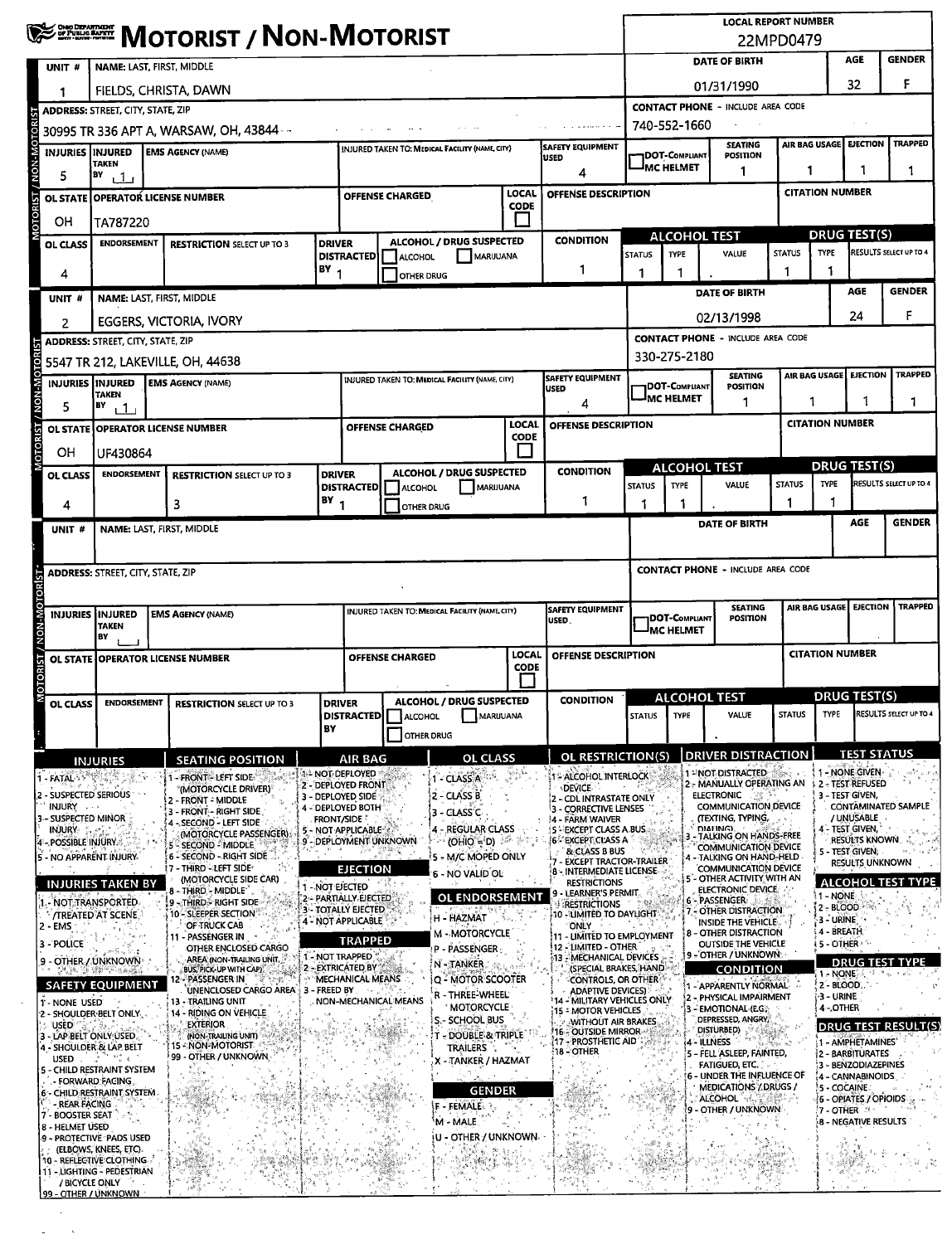# MOTORIST / NON-MOTORIST

OHIO DEPARTMENT OF PUBLIC SAFETY

**LOCAL REPORT NUMBER:** 22MPD0479

## Unit 1

| | |
|---|---|
| UNIT # | 1 |
| NAME: LAST, FIRST, MIDDLE | FIELDS, CHRISTA, DAWN |
| DATE OF BIRTH | 01/31/1990 |
| AGE | 32 |
| GENDER | F |
| ADDRESS: STREET, CITY, STATE, ZIP | 30995 TR 336 APT A, WARSAW, OH, 43844 |
| CONTACT PHONE - INCLUDE AREA CODE | 740-552-1660 |
| INJURIES | 5 |
| INJURED TAKEN BY | 1 |
| EMS AGENCY (NAME) | |
| INJURED TAKEN TO: MEDICAL FACILITY (NAME, CITY) | |
| SAFETY EQUIPMENT USED | 4 |
| DOT-COMPLIANT MC HELMET | |
| SEATING POSITION | 1 |
| AIR BAG USAGE | 1 |
| EJECTION | 1 |
| TRAPPED | 1 |
| OL STATE | OH |
| OPERATOR LICENSE NUMBER | TA787220 |
| OFFENSE CHARGED | |
| LOCAL CODE | |
| OFFENSE DESCRIPTION | |
| CITATION NUMBER | |
| OL CLASS | 4 |
| ENDORSEMENT | |
| RESTRICTION SELECT UP TO 3 | |
| DRIVER DISTRACTED BY | 1 |
| ALCOHOL / DRUG SUSPECTED | ☐ ALCOHOL ☐ MARIJUANA ☐ OTHER DRUG |
| CONDITION | 1 |
| ALCOHOL TEST STATUS | 1 |
| ALCOHOL TEST TYPE | 1 |
| ALCOHOL TEST VALUE | . |
| DRUG TEST(S) STATUS | 1 |
| DRUG TEST(S) TYPE | 1 |
| DRUG TEST(S) RESULTS SELECT UP TO 4 | |

## Unit 2

| | |
|---|---|
| UNIT # | 2 |
| NAME: LAST, FIRST, MIDDLE | EGGERS, VICTORIA, IVORY |
| DATE OF BIRTH | 02/13/1998 |
| AGE | 24 |
| GENDER | F |
| ADDRESS: STREET, CITY, STATE, ZIP | 5547 TR 212, LAKEVILLE, OH, 44638 |
| CONTACT PHONE - INCLUDE AREA CODE | 330-275-2180 |
| INJURIES | 5 |
| INJURED TAKEN BY | 1 |
| EMS AGENCY (NAME) | |
| INJURED TAKEN TO: MEDICAL FACILITY (NAME, CITY) | |
| SAFETY EQUIPMENT USED | 4 |
| DOT-COMPLIANT MC HELMET | |
| SEATING POSITION | 1 |
| AIR BAG USAGE | 1 |
| EJECTION | 1 |
| TRAPPED | 1 |
| OL STATE | OH |
| OPERATOR LICENSE NUMBER | UF430864 |
| OFFENSE CHARGED | |
| LOCAL CODE | |
| OFFENSE DESCRIPTION | |
| CITATION NUMBER | |
| OL CLASS | 4 |
| ENDORSEMENT | |
| RESTRICTION SELECT UP TO 3 | 3 |
| DRIVER DISTRACTED BY | 1 |
| ALCOHOL / DRUG SUSPECTED | ☐ ALCOHOL ☐ MARIJUANA ☐ OTHER DRUG |
| CONDITION | 1 |
| ALCOHOL TEST STATUS | 1 |
| ALCOHOL TEST TYPE | 1 |
| ALCOHOL TEST VALUE | . |
| DRUG TEST(S) STATUS | 1 |
| DRUG TEST(S) TYPE | 1 |
| DRUG TEST(S) RESULTS SELECT UP TO 4 | |

## Unit 3

| | |
|---|---|
| UNIT # | |
| NAME: LAST, FIRST, MIDDLE | |
| DATE OF BIRTH | |
| AGE | |
| GENDER | |
| ADDRESS: STREET, CITY, STATE, ZIP | |
| CONTACT PHONE - INCLUDE AREA CODE | |
| INJURIES | |
| INJURED TAKEN BY | |
| EMS AGENCY (NAME) | |
| INJURED TAKEN TO: MEDICAL FACILITY (NAME, CITY) | |
| SAFETY EQUIPMENT USED | |
| DOT-COMPLIANT MC HELMET | |
| SEATING POSITION | |
| AIR BAG USAGE | |
| EJECTION | |
| TRAPPED | |
| OL STATE | |
| OPERATOR LICENSE NUMBER | |
| OFFENSE CHARGED | |
| LOCAL CODE | |
| OFFENSE DESCRIPTION | |
| CITATION NUMBER | |
| OL CLASS | |
| ENDORSEMENT | |
| RESTRICTION SELECT UP TO 3 | |
| DRIVER DISTRACTED BY | |
| ALCOHOL / DRUG SUSPECTED | ☐ ALCOHOL ☐ MARIJUANA ☐ OTHER DRUG |
| CONDITION | |
| ALCOHOL TEST STATUS / TYPE / VALUE | |
| DRUG TEST(S) STATUS / TYPE / RESULTS SELECT UP TO 4 | |

## Code Legend

### INJURIES
1 - FATAL
2 - SUSPECTED SERIOUS INJURY
3 - SUSPECTED MINOR INJURY
4 - POSSIBLE INJURY
5 - NO APPARENT INJURY

### INJURIES TAKEN BY
1 - NOT TRANSPORTED /TREATED AT SCENE
2 - EMS
3 - POLICE
9 - OTHER / UNKNOWN

### SAFETY EQUIPMENT
1 - NONE USED
2 - SHOULDER BELT ONLY USED
3 - LAP BELT ONLY USED
4 - SHOULDER & LAP BELT USED
5 - CHILD RESTRAINT SYSTEM - FORWARD FACING
6 - CHILD RESTRAINT SYSTEM - REAR FACING
7 - BOOSTER SEAT
8 - HELMET USED
9 - PROTECTIVE PADS USED (ELBOWS, KNEES, ETC)
10 - REFLECTIVE CLOTHING
11 - LIGHTING - PEDESTRIAN / BICYCLE ONLY
99 - OTHER / UNKNOWN

### SEATING POSITION
1 - FRONT - LEFT SIDE (MOTORCYCLE DRIVER)
2 - FRONT - MIDDLE
3 - FRONT - RIGHT SIDE
4 - SECOND - LEFT SIDE (MOTORCYCLE PASSENGER)
5 - SECOND - MIDDLE
6 - SECOND - RIGHT SIDE
7 - THIRD - LEFT SIDE (MOTORCYCLE SIDE CAR)
8 - THIRD - MIDDLE
9 - THIRD - RIGHT SIDE
10 - SLEEPER SECTION OF TRUCK CAB
11 - PASSENGER IN OTHER ENCLOSED CARGO AREA (NON-TRAILING UNIT, BUS, PICK-UP WITH CAP)
12 - PASSENGER IN UNENCLOSED CARGO AREA
13 - TRAILING UNIT
14 - RIDING ON VEHICLE EXTERIOR (NON-TRAILING UNIT)
15 - NON-MOTORIST
99 - OTHER / UNKNOWN

### AIR BAG
1 - NOT DEPLOYED
2 - DEPLOYED FRONT
3 - DEPLOYED SIDE
4 - DEPLOYED BOTH FRONT/SIDE
5 - NOT APPLICABLE
9 - DEPLOYMENT UNKNOWN

### EJECTION
1 - NOT EJECTED
2 - PARTIALLY EJECTED
3 - TOTALLY EJECTED
4 - NOT APPLICABLE

### TRAPPED
1 - NOT TRAPPED
2 - EXTRICATED BY MECHANICAL MEANS
3 - FREED BY NON-MECHANICAL MEANS

### OL CLASS
1 - CLASS A
2 - CLASS B
3 - CLASS C
4 - REGULAR CLASS (OHIO = D)
5 - M/C MOPED ONLY
6 - NO VALID OL

### OL ENDORSEMENT
H - HAZMAT
M - MOTORCYCLE
P - PASSENGER
N - TANKER
Q - MOTOR SCOOTER
R - THREE-WHEEL MOTORCYCLE
S - SCHOOL BUS
T - DOUBLE & TRIPLE TRAILERS
X - TANKER / HAZMAT

### GENDER
F - FEMALE
M - MALE
U - OTHER / UNKNOWN

### OL RESTRICTION(S)
1 - ALCOHOL INTERLOCK DEVICE
2 - CDL INTRASTATE ONLY
3 - CORRECTIVE LENSES
4 - FARM WAIVER
5 - EXCEPT CLASS A BUS
6 - EXCEPT CLASS A & CLASS B BUS
7 - EXCEPT TRACTOR-TRAILER
8 - INTERMEDIATE LICENSE RESTRICTIONS
9 - LEARNER'S PERMIT RESTRICTIONS
10 - LIMITED TO DAYLIGHT ONLY
11 - LIMITED TO EMPLOYMENT
12 - LIMITED - OTHER
13 - MECHANICAL DEVICES (SPECIAL BRAKES, HAND CONTROLS, OR OTHER ADAPTIVE DEVICES)
14 - MILITARY VEHICLES ONLY
15 - MOTOR VEHICLES WITHOUT AIR BRAKES
16 - OUTSIDE MIRROR
17 - PROSTHETIC AID
18 - OTHER

### DRIVER DISTRACTION
1 - NOT DISTRACTED
2 - MANUALLY OPERATING AN ELECTRONIC COMMUNICATION DEVICE (TEXTING, TYPING, DIALING)
3 - TALKING ON HANDS-FREE COMMUNICATION DEVICE
4 - TALKING ON HAND-HELD COMMUNICATION DEVICE
5 - OTHER ACTIVITY WITH AN ELECTRONIC DEVICE
6 - PASSENGER
7 - OTHER DISTRACTION INSIDE THE VEHICLE
8 - OTHER DISTRACTION OUTSIDE THE VEHICLE
9 - OTHER / UNKNOWN

### CONDITION
1 - APPARENTLY NORMAL
2 - PHYSICAL IMPAIRMENT
3 - EMOTIONAL (E.G., DEPRESSED, ANGRY, DISTURBED)
4 - ILLNESS
5 - FELL ASLEEP, FAINTED, FATIGUED, ETC.
6 - UNDER THE INFLUENCE OF MEDICATIONS / DRUGS / ALCOHOL
9 - OTHER / UNKNOWN

### TEST STATUS
1 - NONE GIVEN
2 - TEST REFUSED
3 - TEST GIVEN, CONTAMINATED SAMPLE / UNUSABLE
4 - TEST GIVEN, RESULTS KNOWN
5 - TEST GIVEN, RESULTS UNKNOWN

### ALCOHOL TEST TYPE
1 - NONE
2 - BLOOD
3 - URINE
4 - BREATH
5 - OTHER

### DRUG TEST TYPE
1 - NONE
2 - BLOOD
3 - URINE
4 - OTHER

### DRUG TEST RESULT(S)
1 - AMPHETAMINES
2 - BARBITURATES
3 - BENZODIAZEPINES
4 - CANNABINOIDS
5 - COCAINE
6 - OPIATES / OPIOIDS
7 - OTHER
8 - NEGATIVE RESULTS